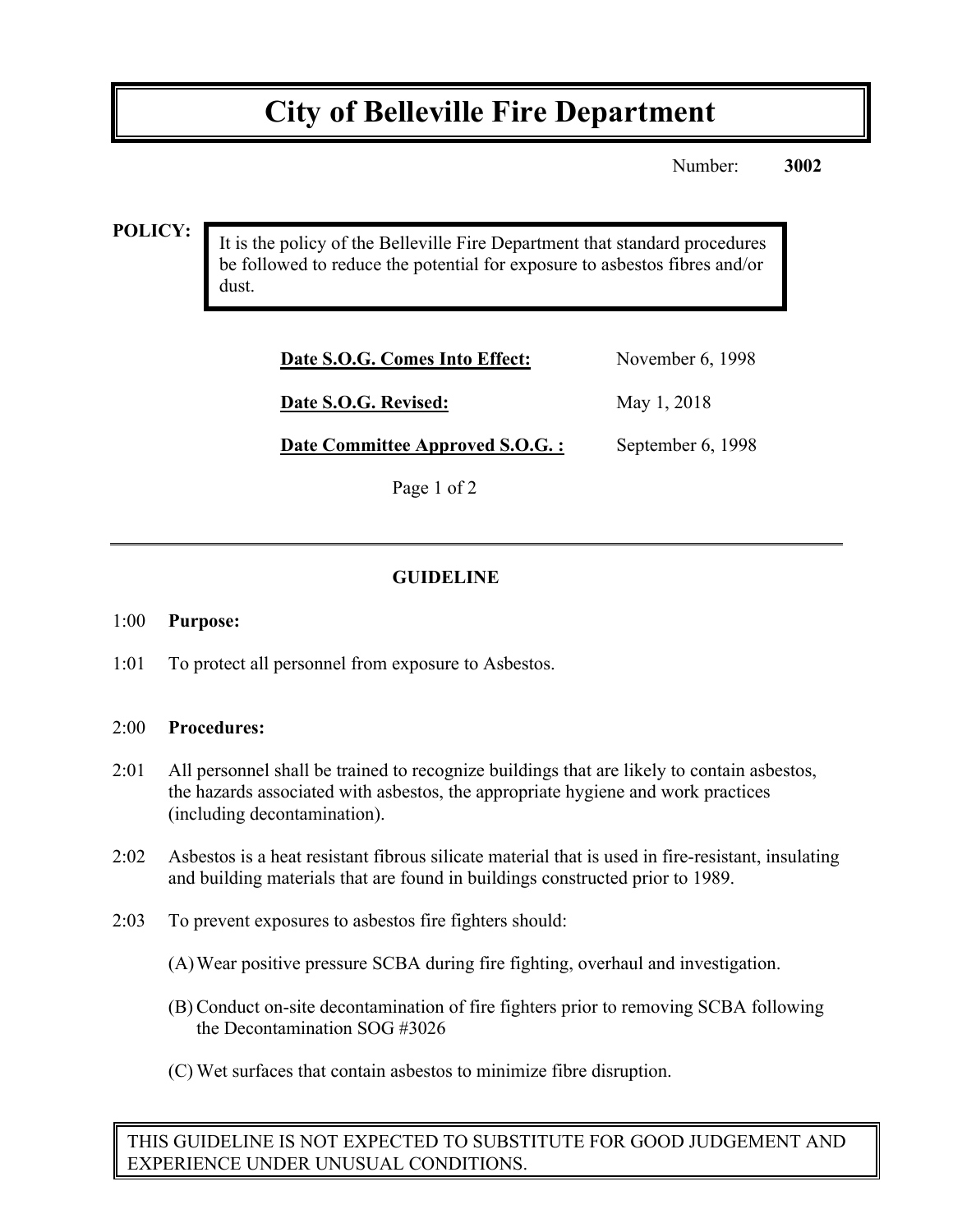# City of Belleville Fire Department

Number: **3002**

**POLICY:**

It is the policy of the Belleville Fire Department that standard procedures be followed to reduce the potential for exposure to asbestos fibres and/or dust.

| | |
|---|---|
| **Date S.O.G. Comes Into Effect:** | November 6, 1998 |
| **Date S.O.G. Revised:** | May 1, 2018 |
| **Date Committee Approved S.O.G. :** | September 6, 1998 |

## GUIDELINE

1:00 **Purpose:**

1:01 To protect all personnel from exposure to Asbestos.

2:00 **Procedures:**

2:01 All personnel shall be trained to recognize buildings that are likely to contain asbestos, the hazards associated with asbestos, the appropriate hygiene and work practices (including decontamination).

2:02 Asbestos is a heat resistant fibrous silicate material that is used in fire-resistant, insulating and building materials that are found in buildings constructed prior to 1989.

2:03 To prevent exposures to asbestos fire fighters should:

(A) Wear positive pressure SCBA during fire fighting, overhaul and investigation.

(B) Conduct on-site decontamination of fire fighters prior to removing SCBA following the Decontamination SOG #3026

(C) Wet surfaces that contain asbestos to minimize fibre disruption.

THIS GUIDELINE IS NOT EXPECTED TO SUBSTITUTE FOR GOOD JUDGEMENT AND EXPERIENCE UNDER UNUSUAL CONDITIONS.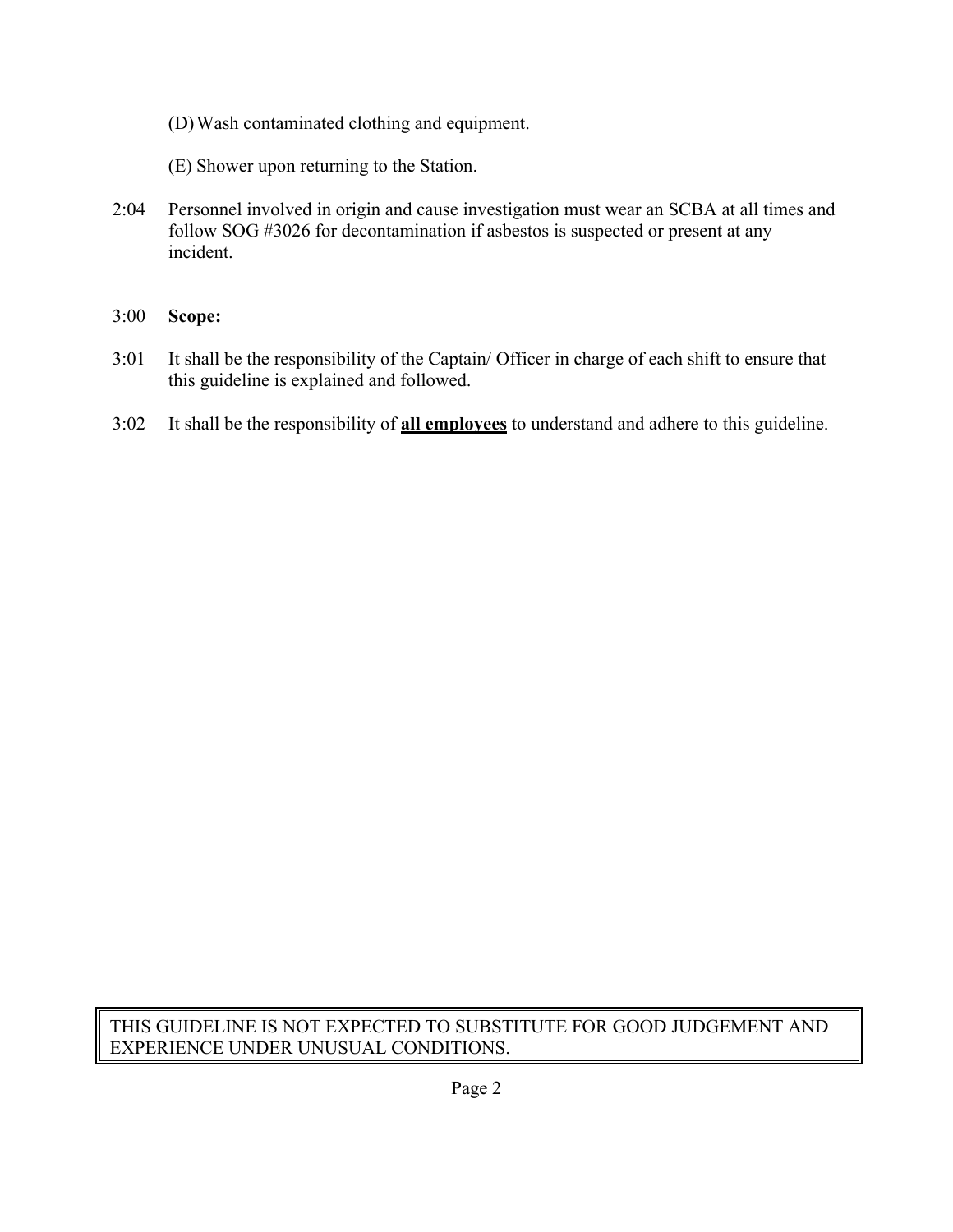(D) Wash contaminated clothing and equipment.

(E) Shower upon returning to the Station.

2:04 Personnel involved in origin and cause investigation must wear an SCBA at all times and follow SOG #3026 for decontamination if asbestos is suspected or present at any incident.

3:00 **Scope:**

3:01 It shall be the responsibility of the Captain/ Officer in charge of each shift to ensure that this guideline is explained and followed.

3:02 It shall be the responsibility of **<u>all employees</u>** to understand and adhere to this guideline.

THIS GUIDELINE IS NOT EXPECTED TO SUBSTITUTE FOR GOOD JUDGEMENT AND EXPERIENCE UNDER UNUSUAL CONDITIONS.